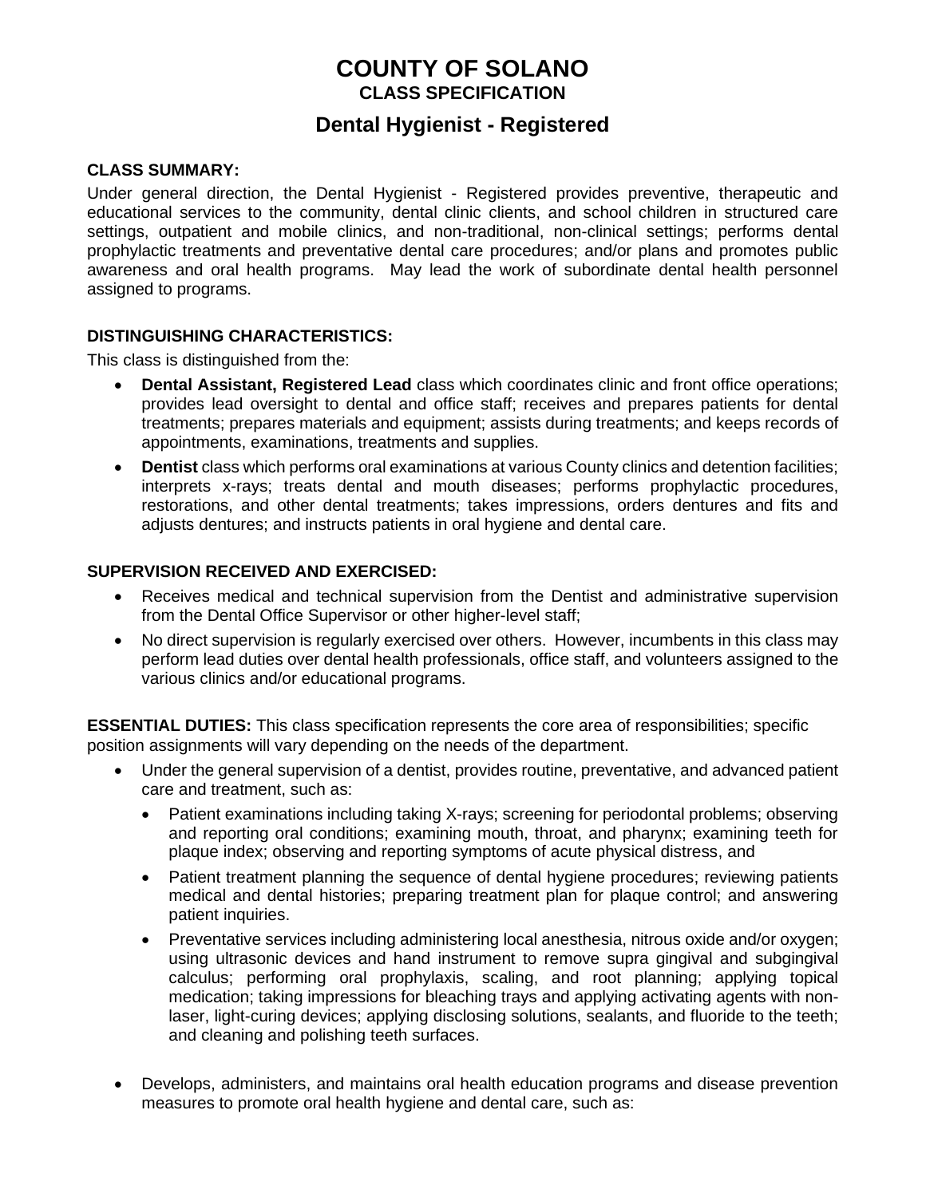# COUNTY OF SOLANO

## CLASS SPECIFICATION

## Dental Hygienist - Registered

**CLASS SUMMARY:**

Under general direction, the Dental Hygienist - Registered provides preventive, therapeutic and educational services to the community, dental clinic clients, and school children in structured care settings, outpatient and mobile clinics, and non-traditional, non-clinical settings; performs dental prophylactic treatments and preventative dental care procedures; and/or plans and promotes public awareness and oral health programs. May lead the work of subordinate dental health personnel assigned to programs.

**DISTINGUISHING CHARACTERISTICS:**

This class is distinguished from the:

- **Dental Assistant, Registered Lead** class which coordinates clinic and front office operations; provides lead oversight to dental and office staff; receives and prepares patients for dental treatments; prepares materials and equipment; assists during treatments; and keeps records of appointments, examinations, treatments and supplies.
- **Dentist** class which performs oral examinations at various County clinics and detention facilities; interprets x-rays; treats dental and mouth diseases; performs prophylactic procedures, restorations, and other dental treatments; takes impressions, orders dentures and fits and adjusts dentures; and instructs patients in oral hygiene and dental care.

**SUPERVISION RECEIVED AND EXERCISED:**

- Receives medical and technical supervision from the Dentist and administrative supervision from the Dental Office Supervisor or other higher-level staff;
- No direct supervision is regularly exercised over others. However, incumbents in this class may perform lead duties over dental health professionals, office staff, and volunteers assigned to the various clinics and/or educational programs.

**ESSENTIAL DUTIES:** This class specification represents the core area of responsibilities; specific position assignments will vary depending on the needs of the department.

- Under the general supervision of a dentist, provides routine, preventative, and advanced patient care and treatment, such as:
  - Patient examinations including taking X-rays; screening for periodontal problems; observing and reporting oral conditions; examining mouth, throat, and pharynx; examining teeth for plaque index; observing and reporting symptoms of acute physical distress, and
  - Patient treatment planning the sequence of dental hygiene procedures; reviewing patients medical and dental histories; preparing treatment plan for plaque control; and answering patient inquiries.
  - Preventative services including administering local anesthesia, nitrous oxide and/or oxygen; using ultrasonic devices and hand instrument to remove supra gingival and subgingival calculus; performing oral prophylaxis, scaling, and root planning; applying topical medication; taking impressions for bleaching trays and applying activating agents with non-laser, light-curing devices; applying disclosing solutions, sealants, and fluoride to the teeth; and cleaning and polishing teeth surfaces.

- Develops, administers, and maintains oral health education programs and disease prevention measures to promote oral health hygiene and dental care, such as: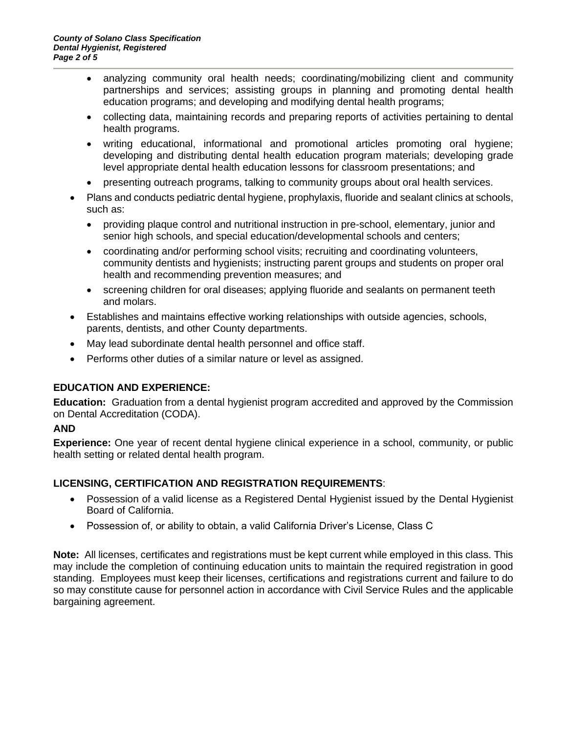- analyzing community oral health needs; coordinating/mobilizing client and community partnerships and services; assisting groups in planning and promoting dental health education programs; and developing and modifying dental health programs;
  - collecting data, maintaining records and preparing reports of activities pertaining to dental health programs.
  - writing educational, informational and promotional articles promoting oral hygiene; developing and distributing dental health education program materials; developing grade level appropriate dental health education lessons for classroom presentations; and
  - presenting outreach programs, talking to community groups about oral health services.
- Plans and conducts pediatric dental hygiene, prophylaxis, fluoride and sealant clinics at schools, such as:
  - providing plaque control and nutritional instruction in pre-school, elementary, junior and senior high schools, and special education/developmental schools and centers;
  - coordinating and/or performing school visits; recruiting and coordinating volunteers, community dentists and hygienists; instructing parent groups and students on proper oral health and recommending prevention measures; and
  - screening children for oral diseases; applying fluoride and sealants on permanent teeth and molars.
- Establishes and maintains effective working relationships with outside agencies, schools, parents, dentists, and other County departments.
- May lead subordinate dental health personnel and office staff.
- Performs other duties of a similar nature or level as assigned.

## EDUCATION AND EXPERIENCE:

**Education:** Graduation from a dental hygienist program accredited and approved by the Commission on Dental Accreditation (CODA).

**AND**

**Experience:** One year of recent dental hygiene clinical experience in a school, community, or public health setting or related dental health program.

## LICENSING, CERTIFICATION AND REGISTRATION REQUIREMENTS:

- Possession of a valid license as a Registered Dental Hygienist issued by the Dental Hygienist Board of California.
- Possession of, or ability to obtain, a valid California Driver's License, Class C

**Note:** All licenses, certificates and registrations must be kept current while employed in this class. This may include the completion of continuing education units to maintain the required registration in good standing. Employees must keep their licenses, certifications and registrations current and failure to do so may constitute cause for personnel action in accordance with Civil Service Rules and the applicable bargaining agreement.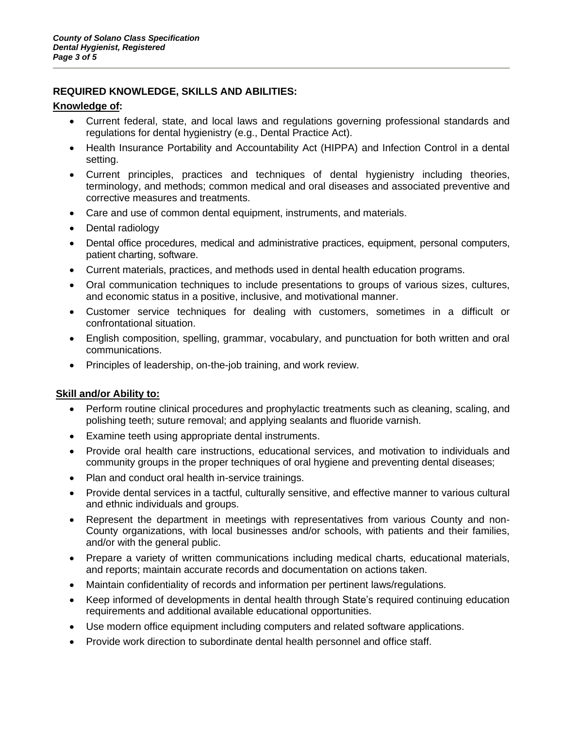## REQUIRED KNOWLEDGE, SKILLS AND ABILITIES:

### Knowledge of:

- Current federal, state, and local laws and regulations governing professional standards and regulations for dental hygienistry (e.g., Dental Practice Act).
- Health Insurance Portability and Accountability Act (HIPPA) and Infection Control in a dental setting.
- Current principles, practices and techniques of dental hygienistry including theories, terminology, and methods; common medical and oral diseases and associated preventive and corrective measures and treatments.
- Care and use of common dental equipment, instruments, and materials.
- Dental radiology
- Dental office procedures, medical and administrative practices, equipment, personal computers, patient charting, software.
- Current materials, practices, and methods used in dental health education programs.
- Oral communication techniques to include presentations to groups of various sizes, cultures, and economic status in a positive, inclusive, and motivational manner.
- Customer service techniques for dealing with customers, sometimes in a difficult or confrontational situation.
- English composition, spelling, grammar, vocabulary, and punctuation for both written and oral communications.
- Principles of leadership, on-the-job training, and work review.

### Skill and/or Ability to:

- Perform routine clinical procedures and prophylactic treatments such as cleaning, scaling, and polishing teeth; suture removal; and applying sealants and fluoride varnish.
- Examine teeth using appropriate dental instruments.
- Provide oral health care instructions, educational services, and motivation to individuals and community groups in the proper techniques of oral hygiene and preventing dental diseases;
- Plan and conduct oral health in-service trainings.
- Provide dental services in a tactful, culturally sensitive, and effective manner to various cultural and ethnic individuals and groups.
- Represent the department in meetings with representatives from various County and non-County organizations, with local businesses and/or schools, with patients and their families, and/or with the general public.
- Prepare a variety of written communications including medical charts, educational materials, and reports; maintain accurate records and documentation on actions taken.
- Maintain confidentiality of records and information per pertinent laws/regulations.
- Keep informed of developments in dental health through State's required continuing education requirements and additional available educational opportunities.
- Use modern office equipment including computers and related software applications.
- Provide work direction to subordinate dental health personnel and office staff.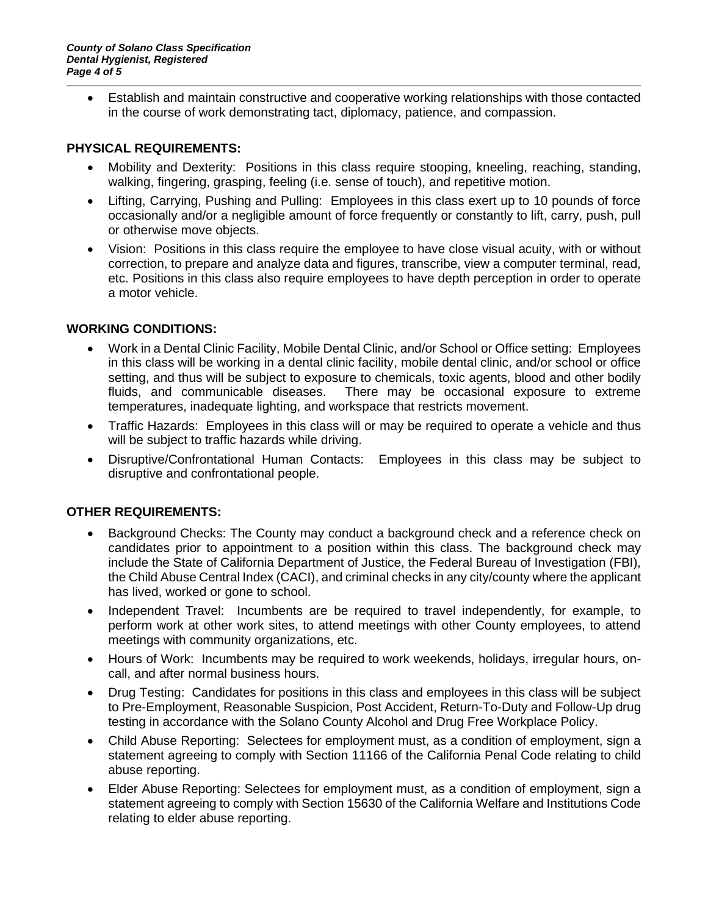- Establish and maintain constructive and cooperative working relationships with those contacted in the course of work demonstrating tact, diplomacy, patience, and compassion.

## PHYSICAL REQUIREMENTS:

- Mobility and Dexterity: Positions in this class require stooping, kneeling, reaching, standing, walking, fingering, grasping, feeling (i.e. sense of touch), and repetitive motion.
- Lifting, Carrying, Pushing and Pulling: Employees in this class exert up to 10 pounds of force occasionally and/or a negligible amount of force frequently or constantly to lift, carry, push, pull or otherwise move objects.
- Vision: Positions in this class require the employee to have close visual acuity, with or without correction, to prepare and analyze data and figures, transcribe, view a computer terminal, read, etc. Positions in this class also require employees to have depth perception in order to operate a motor vehicle.

## WORKING CONDITIONS:

- Work in a Dental Clinic Facility, Mobile Dental Clinic, and/or School or Office setting: Employees in this class will be working in a dental clinic facility, mobile dental clinic, and/or school or office setting, and thus will be subject to exposure to chemicals, toxic agents, blood and other bodily fluids, and communicable diseases. There may be occasional exposure to extreme temperatures, inadequate lighting, and workspace that restricts movement.
- Traffic Hazards: Employees in this class will or may be required to operate a vehicle and thus will be subject to traffic hazards while driving.
- Disruptive/Confrontational Human Contacts: Employees in this class may be subject to disruptive and confrontational people.

## OTHER REQUIREMENTS:

- Background Checks: The County may conduct a background check and a reference check on candidates prior to appointment to a position within this class. The background check may include the State of California Department of Justice, the Federal Bureau of Investigation (FBI), the Child Abuse Central Index (CACI), and criminal checks in any city/county where the applicant has lived, worked or gone to school.
- Independent Travel: Incumbents are be required to travel independently, for example, to perform work at other work sites, to attend meetings with other County employees, to attend meetings with community organizations, etc.
- Hours of Work: Incumbents may be required to work weekends, holidays, irregular hours, on-call, and after normal business hours.
- Drug Testing: Candidates for positions in this class and employees in this class will be subject to Pre-Employment, Reasonable Suspicion, Post Accident, Return-To-Duty and Follow-Up drug testing in accordance with the Solano County Alcohol and Drug Free Workplace Policy.
- Child Abuse Reporting: Selectees for employment must, as a condition of employment, sign a statement agreeing to comply with Section 11166 of the California Penal Code relating to child abuse reporting.
- Elder Abuse Reporting: Selectees for employment must, as a condition of employment, sign a statement agreeing to comply with Section 15630 of the California Welfare and Institutions Code relating to elder abuse reporting.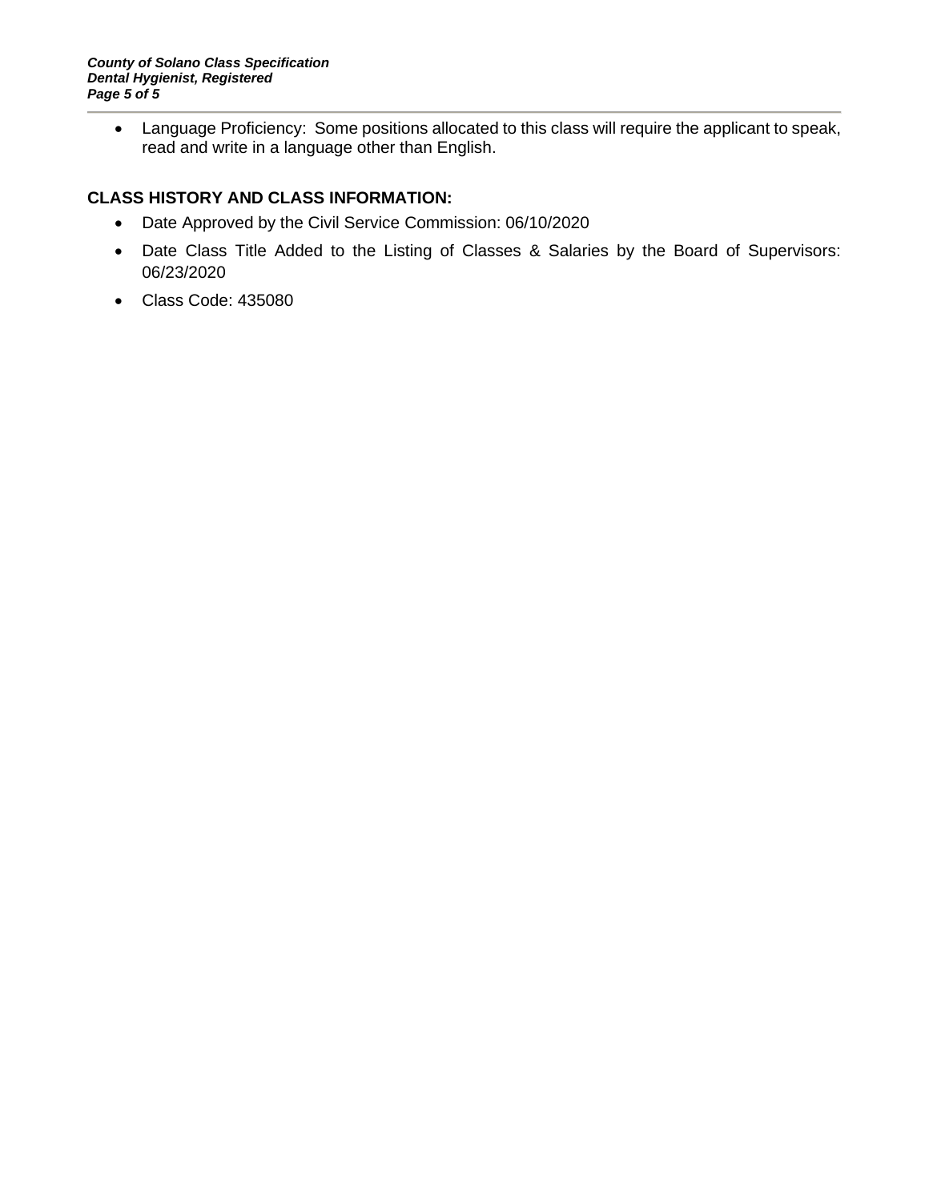- Language Proficiency: Some positions allocated to this class will require the applicant to speak, read and write in a language other than English.

## CLASS HISTORY AND CLASS INFORMATION:

- Date Approved by the Civil Service Commission: 06/10/2020
- Date Class Title Added to the Listing of Classes & Salaries by the Board of Supervisors: 06/23/2020
- Class Code: 435080